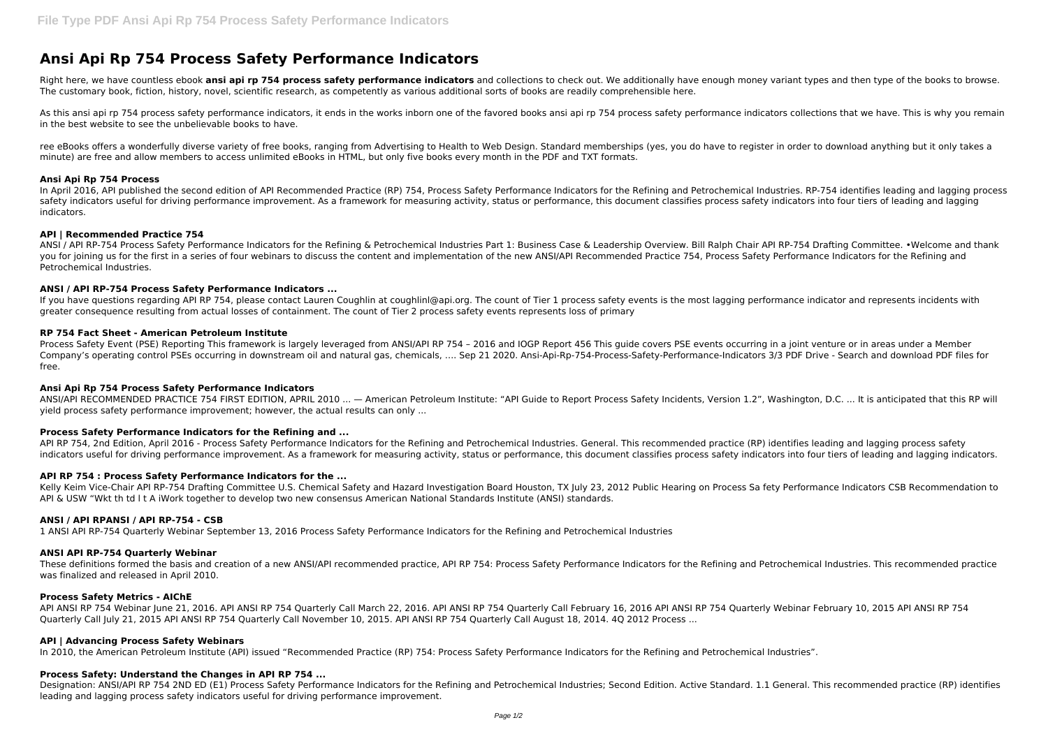# Ansi Api Rp 754 Process Safety Performance Indicators

Right here, we have countless ebook **ansi api rp 754 process safety performance indicators** and collections to check out. We additionally have enough money variant types and then type of the books to browse. The customary book, fiction, history, novel, scientific research, as competently as various additional sorts of books are readily comprehensible here.

As this ansi api rp 754 process safety performance indicators, it ends in the works inborn one of the favored books ansi api rp 754 process safety performance indicators collections that we have. This is why you remain in the best website to see the unbelievable books to have.

ree eBooks offers a wonderfully diverse variety of free books, ranging from Advertising to Health to Web Design. Standard memberships (yes, you do have to register in order to download anything but it only takes a minute) are free and allow members to access unlimited eBooks in HTML, but only five books every month in the PDF and TXT formats.

### Ansi Api Rp 754 Process

In April 2016, API published the second edition of API Recommended Practice (RP) 754, Process Safety Performance Indicators for the Refining and Petrochemical Industries. RP-754 identifies leading and lagging process safety indicators useful for driving performance improvement. As a framework for measuring activity, status or performance, this document classifies process safety indicators into four tiers of leading and lagging indicators.

### API | Recommended Practice 754

ANSI / API RP-754 Process Safety Performance Indicators for the Refining & Petrochemical Industries Part 1: Business Case & Leadership Overview. Bill Ralph Chair API RP-754 Drafting Committee. •Welcome and thank you for joining us for the first in a series of four webinars to discuss the content and implementation of the new ANSI/API Recommended Practice 754, Process Safety Performance Indicators for the Refining and Petrochemical Industries.

### ANSI / API RP-754 Process Safety Performance Indicators ...

If you have questions regarding API RP 754, please contact Lauren Coughlin at coughlinl@api.org. The count of Tier 1 process safety events is the most lagging performance indicator and represents incidents with greater consequence resulting from actual losses of containment. The count of Tier 2 process safety events represents loss of primary

### RP 754 Fact Sheet - American Petroleum Institute

Process Safety Event (PSE) Reporting This framework is largely leveraged from ANSI/API RP 754 – 2016 and IOGP Report 456 This guide covers PSE events occurring in a joint venture or in areas under a Member Company's operating control PSEs occurring in downstream oil and natural gas, chemicals, .... Sep 21 2020. Ansi-Api-Rp-754-Process-Safety-Performance-Indicators 3/3 PDF Drive - Search and download PDF files for free.

### Ansi Api Rp 754 Process Safety Performance Indicators

ANSI/API RECOMMENDED PRACTICE 754 FIRST EDITION, APRIL 2010 ... — American Petroleum Institute: "API Guide to Report Process Safety Incidents, Version 1.2", Washington, D.C. ... It is anticipated that this RP will yield process safety performance improvement; however, the actual results can only ...

### Process Safety Performance Indicators for the Refining and ...

API RP 754, 2nd Edition, April 2016 - Process Safety Performance Indicators for the Refining and Petrochemical Industries. General. This recommended practice (RP) identifies leading and lagging process safety indicators useful for driving performance improvement. As a framework for measuring activity, status or performance, this document classifies process safety indicators into four tiers of leading and lagging indicators.

### API RP 754 : Process Safety Performance Indicators for the ...

Kelly Keim Vice-Chair API RP-754 Drafting Committee U.S. Chemical Safety and Hazard Investigation Board Houston, TX July 23, 2012 Public Hearing on Process Sa fety Performance Indicators CSB Recommendation to API & USW "Wkt th td l t A iWork together to develop two new consensus American National Standards Institute (ANSI) standards.

### ANSI / API RPANSI / API RP-754 - CSB

1 ANSI API RP-754 Quarterly Webinar September 13, 2016 Process Safety Performance Indicators for the Refining and Petrochemical Industries

### ANSI API RP-754 Quarterly Webinar

These definitions formed the basis and creation of a new ANSI/API recommended practice, API RP 754: Process Safety Performance Indicators for the Refining and Petrochemical Industries. This recommended practice was finalized and released in April 2010.

### Process Safety Metrics - AIChE

API ANSI RP 754 Webinar June 21, 2016. API ANSI RP 754 Quarterly Call March 22, 2016. API ANSI RP 754 Quarterly Call February 16, 2016 API ANSI RP 754 Quarterly Webinar February 10, 2015 API ANSI RP 754 Quarterly Call July 21, 2015 API ANSI RP 754 Quarterly Call November 10, 2015. API ANSI RP 754 Quarterly Call August 18, 2014. 4Q 2012 Process ...

### API | Advancing Process Safety Webinars

In 2010, the American Petroleum Institute (API) issued "Recommended Practice (RP) 754: Process Safety Performance Indicators for the Refining and Petrochemical Industries".

### Process Safety: Understand the Changes in API RP 754 ...

Designation: ANSI/API RP 754 2ND ED (E1) Process Safety Performance Indicators for the Refining and Petrochemical Industries; Second Edition. Active Standard. 1.1 General. This recommended practice (RP) identifies leading and lagging process safety indicators useful for driving performance improvement.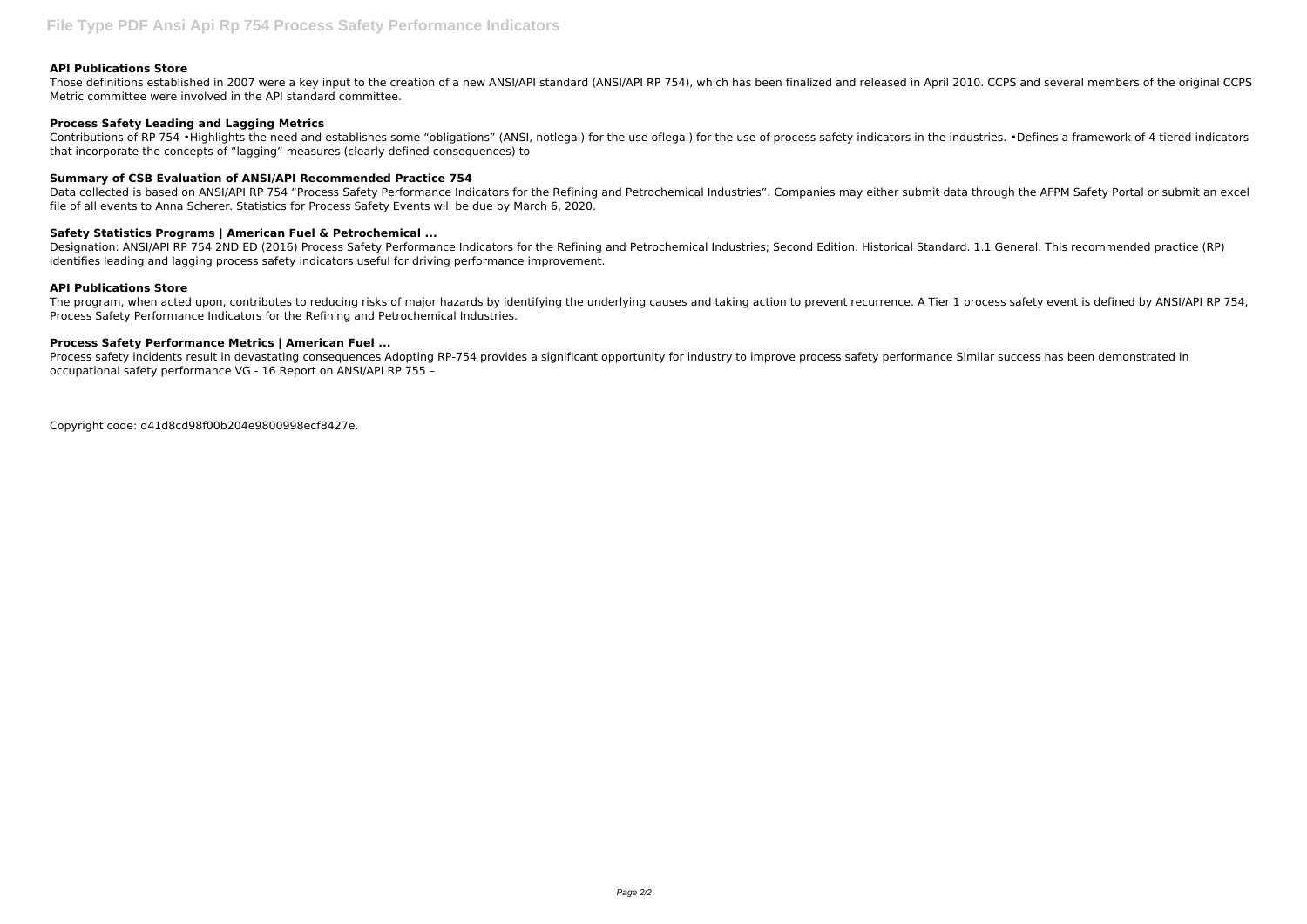### API Publications Store

Those definitions established in 2007 were a key input to the creation of a new ANSI/API standard (ANSI/API RP 754), which has been finalized and released in April 2010. CCPS and several members of the original CCPS Metric committee were involved in the API standard committee.

### Process Safety Leading and Lagging Metrics

Contributions of RP 754 •Highlights the need and establishes some "obligations" (ANSI, notlegal) for the use oflegal) for the use of process safety indicators in the industries. •Defines a framework of 4 tiered indicators that incorporate the concepts of "lagging" measures (clearly defined consequences) to

### Summary of CSB Evaluation of ANSI/API Recommended Practice 754

Data collected is based on ANSI/API RP 754 "Process Safety Performance Indicators for the Refining and Petrochemical Industries". Companies may either submit data through the AFPM Safety Portal or submit an excel file of all events to Anna Scherer. Statistics for Process Safety Events will be due by March 6, 2020.

### Safety Statistics Programs | American Fuel & Petrochemical ...

Designation: ANSI/API RP 754 2ND ED (2016) Process Safety Performance Indicators for the Refining and Petrochemical Industries; Second Edition. Historical Standard. 1.1 General. This recommended practice (RP) identifies leading and lagging process safety indicators useful for driving performance improvement.

### API Publications Store

The program, when acted upon, contributes to reducing risks of major hazards by identifying the underlying causes and taking action to prevent recurrence. A Tier 1 process safety event is defined by ANSI/API RP 754, Process Safety Performance Indicators for the Refining and Petrochemical Industries.

### Process Safety Performance Metrics | American Fuel ...

Process safety incidents result in devastating consequences Adopting RP-754 provides a significant opportunity for industry to improve process safety performance Similar success has been demonstrated in occupational safety performance VG - 16 Report on ANSI/API RP 755 –

Copyright code: d41d8cd98f00b204e9800998ecf8427e.